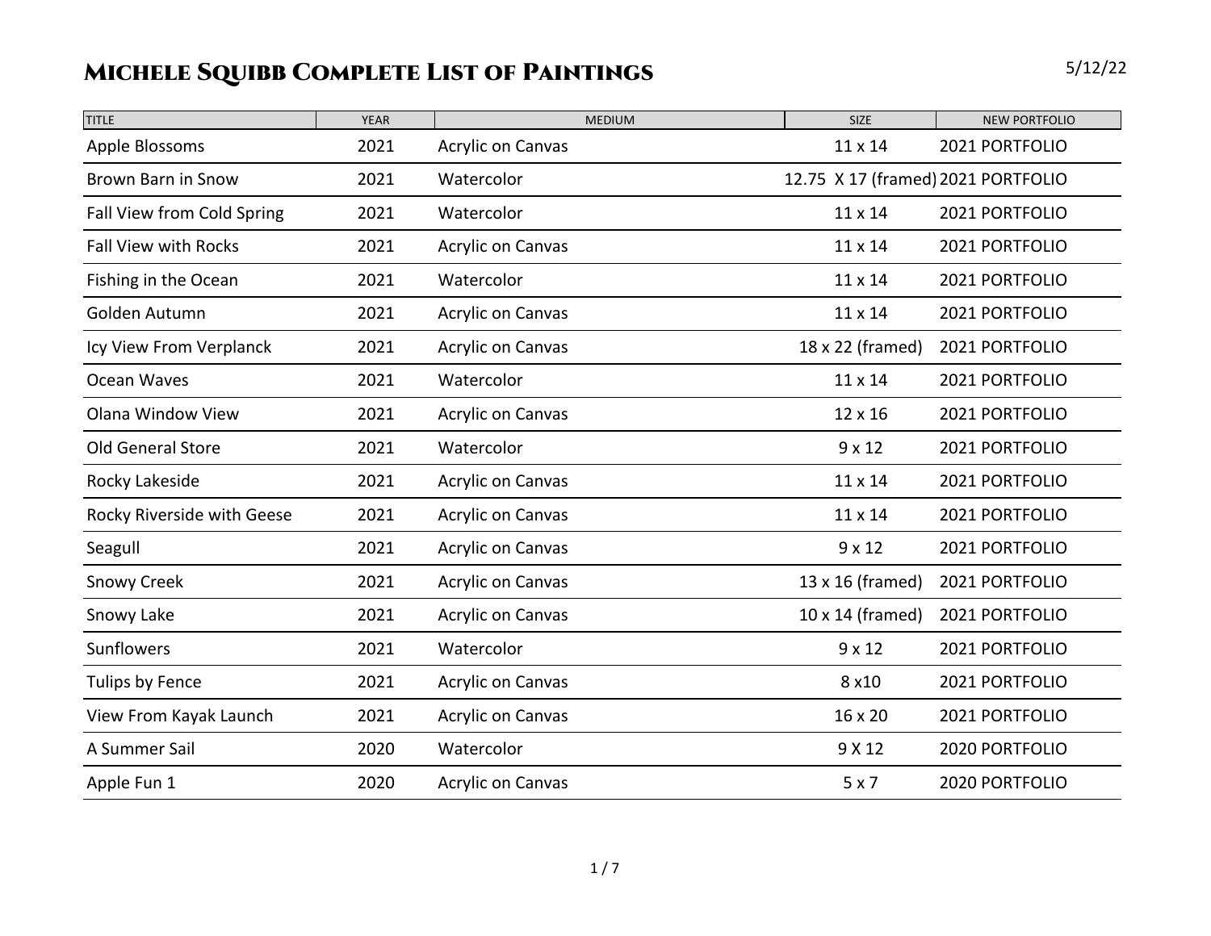# Michele Squibb Complete List of Paintings

5/12/22

| TITLE | YEAR | MEDIUM | SIZE | NEW PORTFOLIO |
|---|---|---|---|---|
| Apple Blossoms | 2021 | Acrylic on Canvas | 11 x 14 | 2021 PORTFOLIO |
| Brown Barn in Snow | 2021 | Watercolor | 12.75 X 17 (framed) | 2021 PORTFOLIO |
| Fall View from Cold Spring | 2021 | Watercolor | 11 x 14 | 2021 PORTFOLIO |
| Fall View with Rocks | 2021 | Acrylic on Canvas | 11 x 14 | 2021 PORTFOLIO |
| Fishing in the Ocean | 2021 | Watercolor | 11 x 14 | 2021 PORTFOLIO |
| Golden Autumn | 2021 | Acrylic on Canvas | 11 x 14 | 2021 PORTFOLIO |
| Icy View From Verplanck | 2021 | Acrylic on Canvas | 18 x 22 (framed) | 2021 PORTFOLIO |
| Ocean Waves | 2021 | Watercolor | 11 x 14 | 2021 PORTFOLIO |
| Olana Window View | 2021 | Acrylic on Canvas | 12 x 16 | 2021 PORTFOLIO |
| Old General Store | 2021 | Watercolor | 9 x 12 | 2021 PORTFOLIO |
| Rocky Lakeside | 2021 | Acrylic on Canvas | 11 x 14 | 2021 PORTFOLIO |
| Rocky Riverside with Geese | 2021 | Acrylic on Canvas | 11 x 14 | 2021 PORTFOLIO |
| Seagull | 2021 | Acrylic on Canvas | 9 x 12 | 2021 PORTFOLIO |
| Snowy Creek | 2021 | Acrylic on Canvas | 13 x 16 (framed) | 2021 PORTFOLIO |
| Snowy Lake | 2021 | Acrylic on Canvas | 10 x 14 (framed) | 2021 PORTFOLIO |
| Sunflowers | 2021 | Watercolor | 9 x 12 | 2021 PORTFOLIO |
| Tulips by Fence | 2021 | Acrylic on Canvas | 8 x10 | 2021 PORTFOLIO |
| View From Kayak Launch | 2021 | Acrylic on Canvas | 16 x 20 | 2021 PORTFOLIO |
| A Summer Sail | 2020 | Watercolor | 9 X 12 | 2020 PORTFOLIO |
| Apple Fun 1 | 2020 | Acrylic on Canvas | 5 x 7 | 2020 PORTFOLIO |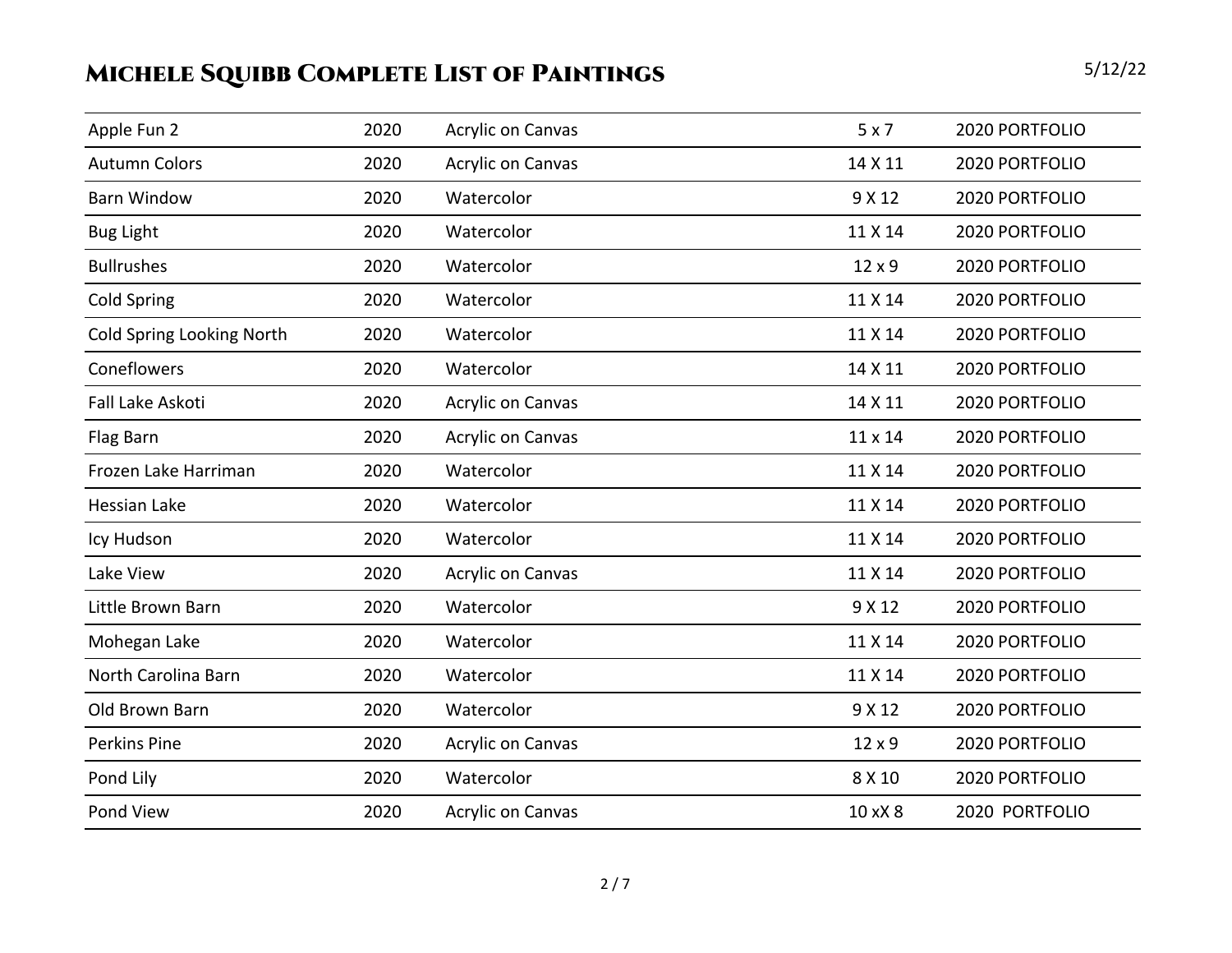# Michele Squibb Complete List of Paintings

5/12/22

| | | | | |
|---|---|---|---|---|
| Apple Fun 2 | 2020 | Acrylic on Canvas | 5 x 7 | 2020 PORTFOLIO |
| Autumn Colors | 2020 | Acrylic on Canvas | 14 X 11 | 2020 PORTFOLIO |
| Barn Window | 2020 | Watercolor | 9 X 12 | 2020 PORTFOLIO |
| Bug Light | 2020 | Watercolor | 11 X 14 | 2020 PORTFOLIO |
| Bullrushes | 2020 | Watercolor | 12 x 9 | 2020 PORTFOLIO |
| Cold Spring | 2020 | Watercolor | 11 X 14 | 2020 PORTFOLIO |
| Cold Spring Looking North | 2020 | Watercolor | 11 X 14 | 2020 PORTFOLIO |
| Coneflowers | 2020 | Watercolor | 14 X 11 | 2020 PORTFOLIO |
| Fall Lake Askoti | 2020 | Acrylic on Canvas | 14 X 11 | 2020 PORTFOLIO |
| Flag Barn | 2020 | Acrylic on Canvas | 11 x 14 | 2020 PORTFOLIO |
| Frozen Lake Harriman | 2020 | Watercolor | 11 X 14 | 2020 PORTFOLIO |
| Hessian Lake | 2020 | Watercolor | 11 X 14 | 2020 PORTFOLIO |
| Icy Hudson | 2020 | Watercolor | 11 X 14 | 2020 PORTFOLIO |
| Lake View | 2020 | Acrylic on Canvas | 11 X 14 | 2020 PORTFOLIO |
| Little Brown Barn | 2020 | Watercolor | 9 X 12 | 2020 PORTFOLIO |
| Mohegan Lake | 2020 | Watercolor | 11 X 14 | 2020 PORTFOLIO |
| North Carolina Barn | 2020 | Watercolor | 11 X 14 | 2020 PORTFOLIO |
| Old Brown Barn | 2020 | Watercolor | 9 X 12 | 2020 PORTFOLIO |
| Perkins Pine | 2020 | Acrylic on Canvas | 12 x 9 | 2020 PORTFOLIO |
| Pond Lily | 2020 | Watercolor | 8 X 10 | 2020 PORTFOLIO |
| Pond View | 2020 | Acrylic on Canvas | 10 xX 8 | 2020 PORTFOLIO |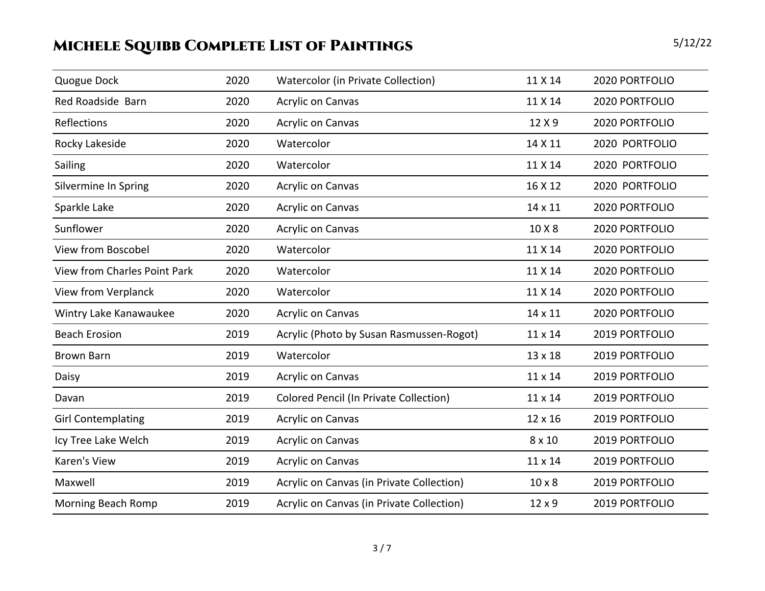# Michele Squibb Complete List of Paintings

5/12/22

| | | | | |
|---|---|---|---|---|
| Quogue Dock | 2020 | Watercolor (in Private Collection) | 11 X 14 | 2020 PORTFOLIO |
| Red Roadside Barn | 2020 | Acrylic on Canvas | 11 X 14 | 2020 PORTFOLIO |
| Reflections | 2020 | Acrylic on Canvas | 12 X 9 | 2020 PORTFOLIO |
| Rocky Lakeside | 2020 | Watercolor | 14 X 11 | 2020 PORTFOLIO |
| Sailing | 2020 | Watercolor | 11 X 14 | 2020 PORTFOLIO |
| Silvermine In Spring | 2020 | Acrylic on Canvas | 16 X 12 | 2020 PORTFOLIO |
| Sparkle Lake | 2020 | Acrylic on Canvas | 14 x 11 | 2020 PORTFOLIO |
| Sunflower | 2020 | Acrylic on Canvas | 10 X 8 | 2020 PORTFOLIO |
| View from Boscobel | 2020 | Watercolor | 11 X 14 | 2020 PORTFOLIO |
| View from Charles Point Park | 2020 | Watercolor | 11 X 14 | 2020 PORTFOLIO |
| View from Verplanck | 2020 | Watercolor | 11 X 14 | 2020 PORTFOLIO |
| Wintry Lake Kanawaukee | 2020 | Acrylic on Canvas | 14 x 11 | 2020 PORTFOLIO |
| Beach Erosion | 2019 | Acrylic (Photo by Susan Rasmussen-Rogot) | 11 x 14 | 2019 PORTFOLIO |
| Brown Barn | 2019 | Watercolor | 13 x 18 | 2019 PORTFOLIO |
| Daisy | 2019 | Acrylic on Canvas | 11 x 14 | 2019 PORTFOLIO |
| Davan | 2019 | Colored Pencil (In Private Collection) | 11 x 14 | 2019 PORTFOLIO |
| Girl Contemplating | 2019 | Acrylic on Canvas | 12 x 16 | 2019 PORTFOLIO |
| Icy Tree Lake Welch | 2019 | Acrylic on Canvas | 8 x 10 | 2019 PORTFOLIO |
| Karen's View | 2019 | Acrylic on Canvas | 11 x 14 | 2019 PORTFOLIO |
| Maxwell | 2019 | Acrylic on Canvas (in Private Collection) | 10 x 8 | 2019 PORTFOLIO |
| Morning Beach Romp | 2019 | Acrylic on Canvas (in Private Collection) | 12 x 9 | 2019 PORTFOLIO |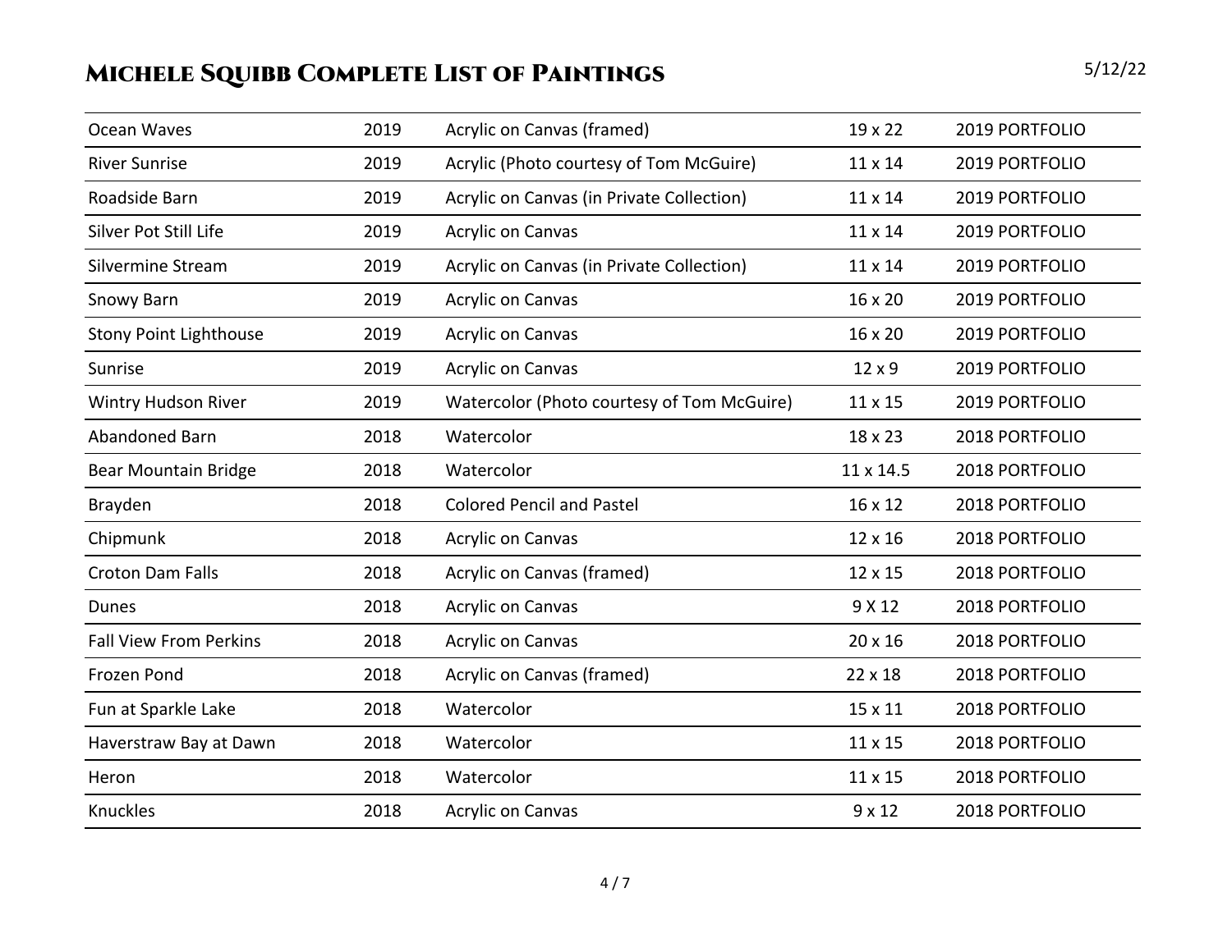| Ocean Waves | 2019 | Acrylic on Canvas (framed) | 19 x 22 | 2019 PORTFOLIO |
|---|---|---|---|---|
| River Sunrise | 2019 | Acrylic (Photo courtesy of Tom McGuire) | 11 x 14 | 2019 PORTFOLIO |
| Roadside Barn | 2019 | Acrylic on Canvas (in Private Collection) | 11 x 14 | 2019 PORTFOLIO |
| Silver Pot Still Life | 2019 | Acrylic on Canvas | 11 x 14 | 2019 PORTFOLIO |
| Silvermine Stream | 2019 | Acrylic on Canvas (in Private Collection) | 11 x 14 | 2019 PORTFOLIO |
| Snowy Barn | 2019 | Acrylic on Canvas | 16 x 20 | 2019 PORTFOLIO |
| Stony Point Lighthouse | 2019 | Acrylic on Canvas | 16 x 20 | 2019 PORTFOLIO |
| Sunrise | 2019 | Acrylic on Canvas | 12 x 9 | 2019 PORTFOLIO |
| Wintry Hudson River | 2019 | Watercolor (Photo courtesy of Tom McGuire) | 11 x 15 | 2019 PORTFOLIO |
| Abandoned Barn | 2018 | Watercolor | 18 x 23 | 2018 PORTFOLIO |
| Bear Mountain Bridge | 2018 | Watercolor | 11 x 14.5 | 2018 PORTFOLIO |
| Brayden | 2018 | Colored Pencil and Pastel | 16 x 12 | 2018 PORTFOLIO |
| Chipmunk | 2018 | Acrylic on Canvas | 12 x 16 | 2018 PORTFOLIO |
| Croton Dam Falls | 2018 | Acrylic on Canvas (framed) | 12 x 15 | 2018 PORTFOLIO |
| Dunes | 2018 | Acrylic on Canvas | 9 X 12 | 2018 PORTFOLIO |
| Fall View From Perkins | 2018 | Acrylic on Canvas | 20 x 16 | 2018 PORTFOLIO |
| Frozen Pond | 2018 | Acrylic on Canvas (framed) | 22 x 18 | 2018 PORTFOLIO |
| Fun at Sparkle Lake | 2018 | Watercolor | 15 x 11 | 2018 PORTFOLIO |
| Haverstraw Bay at Dawn | 2018 | Watercolor | 11 x 15 | 2018 PORTFOLIO |
| Heron | 2018 | Watercolor | 11 x 15 | 2018 PORTFOLIO |
| Knuckles | 2018 | Acrylic on Canvas | 9 x 12 | 2018 PORTFOLIO |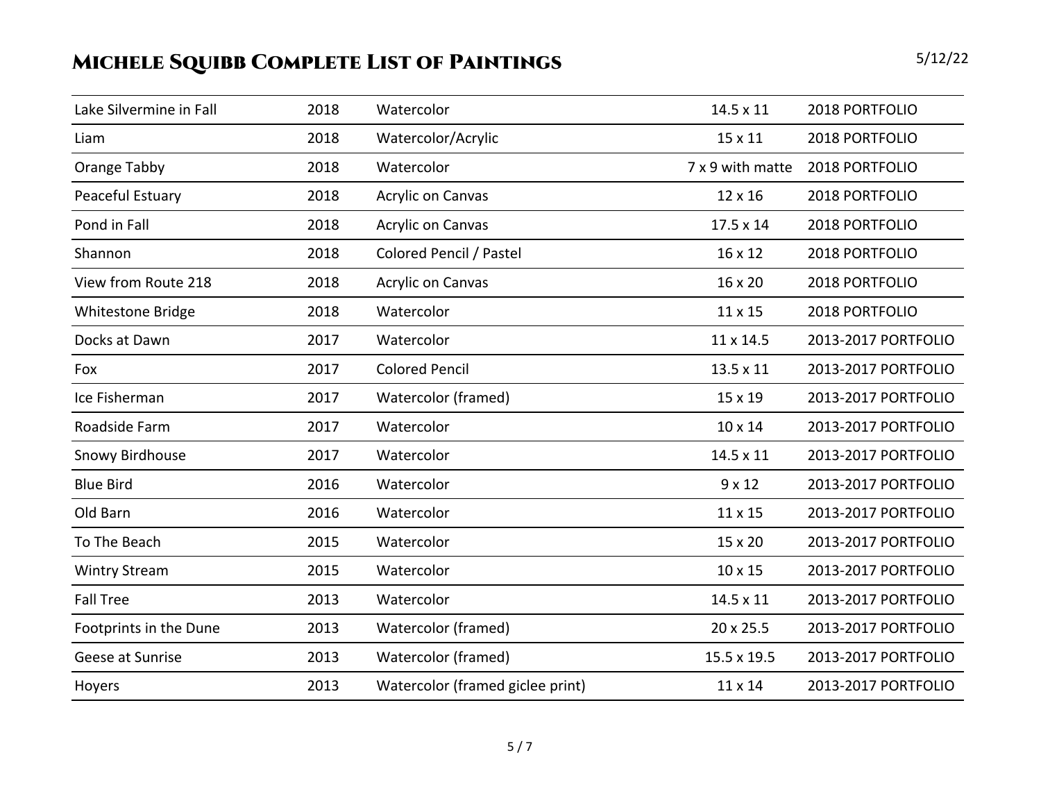# Michele Squibb Complete List of Paintings

5/12/22

| | | | | |
|---|---|---|---|---|
| Lake Silvermine in Fall | 2018 | Watercolor | 14.5 x 11 | 2018 PORTFOLIO |
| Liam | 2018 | Watercolor/Acrylic | 15 x 11 | 2018 PORTFOLIO |
| Orange Tabby | 2018 | Watercolor | 7 x 9 with matte | 2018 PORTFOLIO |
| Peaceful Estuary | 2018 | Acrylic on Canvas | 12 x 16 | 2018 PORTFOLIO |
| Pond in Fall | 2018 | Acrylic on Canvas | 17.5 x 14 | 2018 PORTFOLIO |
| Shannon | 2018 | Colored Pencil / Pastel | 16 x 12 | 2018 PORTFOLIO |
| View from Route 218 | 2018 | Acrylic on Canvas | 16 x 20 | 2018 PORTFOLIO |
| Whitestone Bridge | 2018 | Watercolor | 11 x 15 | 2018 PORTFOLIO |
| Docks at Dawn | 2017 | Watercolor | 11 x 14.5 | 2013-2017 PORTFOLIO |
| Fox | 2017 | Colored Pencil | 13.5 x 11 | 2013-2017 PORTFOLIO |
| Ice Fisherman | 2017 | Watercolor (framed) | 15 x 19 | 2013-2017 PORTFOLIO |
| Roadside Farm | 2017 | Watercolor | 10 x 14 | 2013-2017 PORTFOLIO |
| Snowy Birdhouse | 2017 | Watercolor | 14.5 x 11 | 2013-2017 PORTFOLIO |
| Blue Bird | 2016 | Watercolor | 9 x 12 | 2013-2017 PORTFOLIO |
| Old Barn | 2016 | Watercolor | 11 x 15 | 2013-2017 PORTFOLIO |
| To The Beach | 2015 | Watercolor | 15 x 20 | 2013-2017 PORTFOLIO |
| Wintry Stream | 2015 | Watercolor | 10 x 15 | 2013-2017 PORTFOLIO |
| Fall Tree | 2013 | Watercolor | 14.5 x 11 | 2013-2017 PORTFOLIO |
| Footprints in the Dune | 2013 | Watercolor (framed) | 20 x 25.5 | 2013-2017 PORTFOLIO |
| Geese at Sunrise | 2013 | Watercolor (framed) | 15.5 x 19.5 | 2013-2017 PORTFOLIO |
| Hoyers | 2013 | Watercolor (framed giclee print) | 11 x 14 | 2013-2017 PORTFOLIO |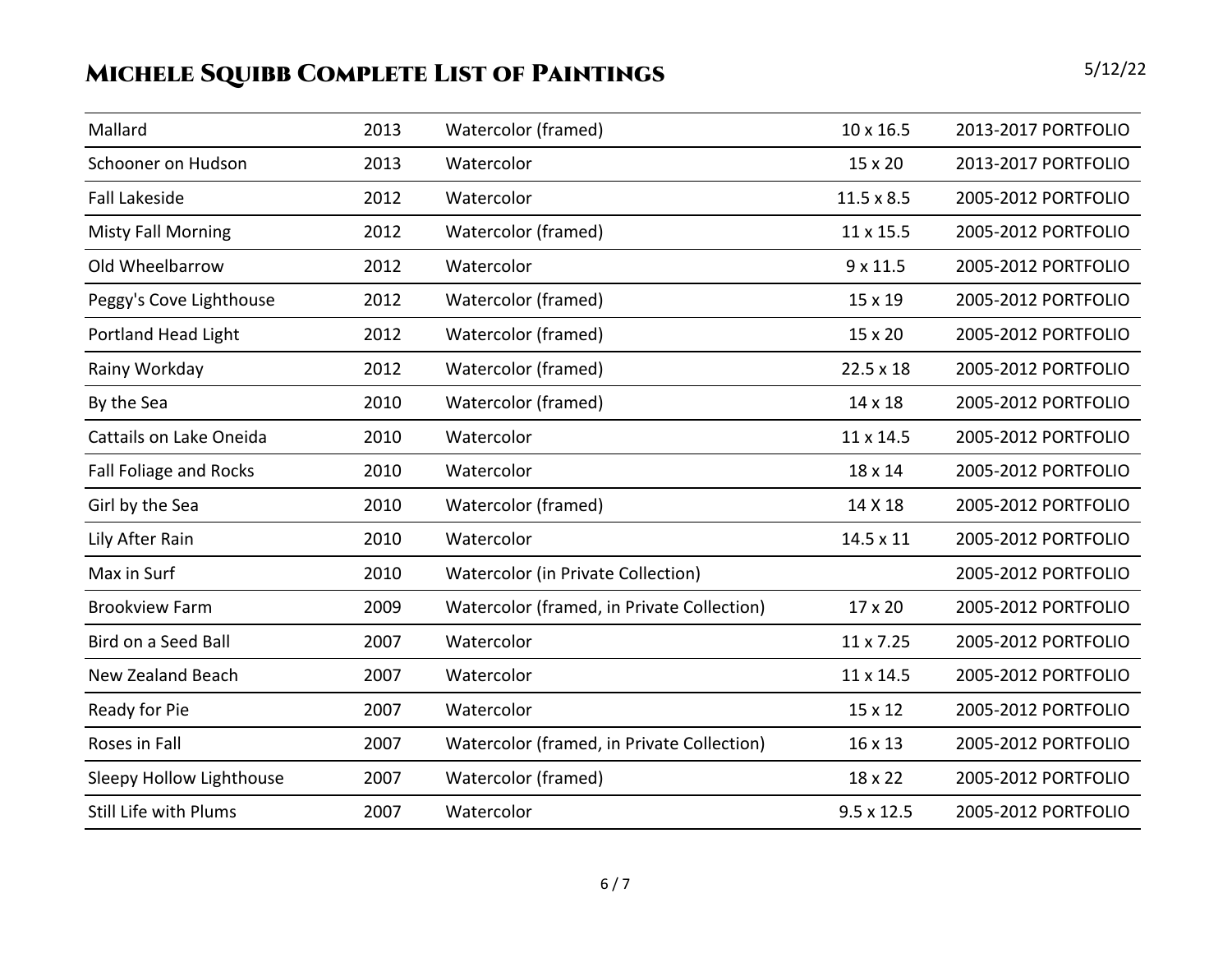| Mallard | 2013 | Watercolor (framed) | 10 x 16.5 | 2013-2017 PORTFOLIO |
|---|---|---|---|---|
| Schooner on Hudson | 2013 | Watercolor | 15 x 20 | 2013-2017 PORTFOLIO |
| Fall Lakeside | 2012 | Watercolor | 11.5 x 8.5 | 2005-2012 PORTFOLIO |
| Misty Fall Morning | 2012 | Watercolor (framed) | 11 x 15.5 | 2005-2012 PORTFOLIO |
| Old Wheelbarrow | 2012 | Watercolor | 9 x 11.5 | 2005-2012 PORTFOLIO |
| Peggy's Cove Lighthouse | 2012 | Watercolor (framed) | 15 x 19 | 2005-2012 PORTFOLIO |
| Portland Head Light | 2012 | Watercolor (framed) | 15 x 20 | 2005-2012 PORTFOLIO |
| Rainy Workday | 2012 | Watercolor (framed) | 22.5 x 18 | 2005-2012 PORTFOLIO |
| By the Sea | 2010 | Watercolor (framed) | 14 x 18 | 2005-2012 PORTFOLIO |
| Cattails on Lake Oneida | 2010 | Watercolor | 11 x 14.5 | 2005-2012 PORTFOLIO |
| Fall Foliage and Rocks | 2010 | Watercolor | 18 x 14 | 2005-2012 PORTFOLIO |
| Girl by the Sea | 2010 | Watercolor (framed) | 14 X 18 | 2005-2012 PORTFOLIO |
| Lily After Rain | 2010 | Watercolor | 14.5 x 11 | 2005-2012 PORTFOLIO |
| Max in Surf | 2010 | Watercolor (in Private Collection) | | 2005-2012 PORTFOLIO |
| Brookview Farm | 2009 | Watercolor (framed, in Private Collection) | 17 x 20 | 2005-2012 PORTFOLIO |
| Bird on a Seed Ball | 2007 | Watercolor | 11 x 7.25 | 2005-2012 PORTFOLIO |
| New Zealand Beach | 2007 | Watercolor | 11 x 14.5 | 2005-2012 PORTFOLIO |
| Ready for Pie | 2007 | Watercolor | 15 x 12 | 2005-2012 PORTFOLIO |
| Roses in Fall | 2007 | Watercolor (framed, in Private Collection) | 16 x 13 | 2005-2012 PORTFOLIO |
| Sleepy Hollow Lighthouse | 2007 | Watercolor (framed) | 18 x 22 | 2005-2012 PORTFOLIO |
| Still Life with Plums | 2007 | Watercolor | 9.5 x 12.5 | 2005-2012 PORTFOLIO |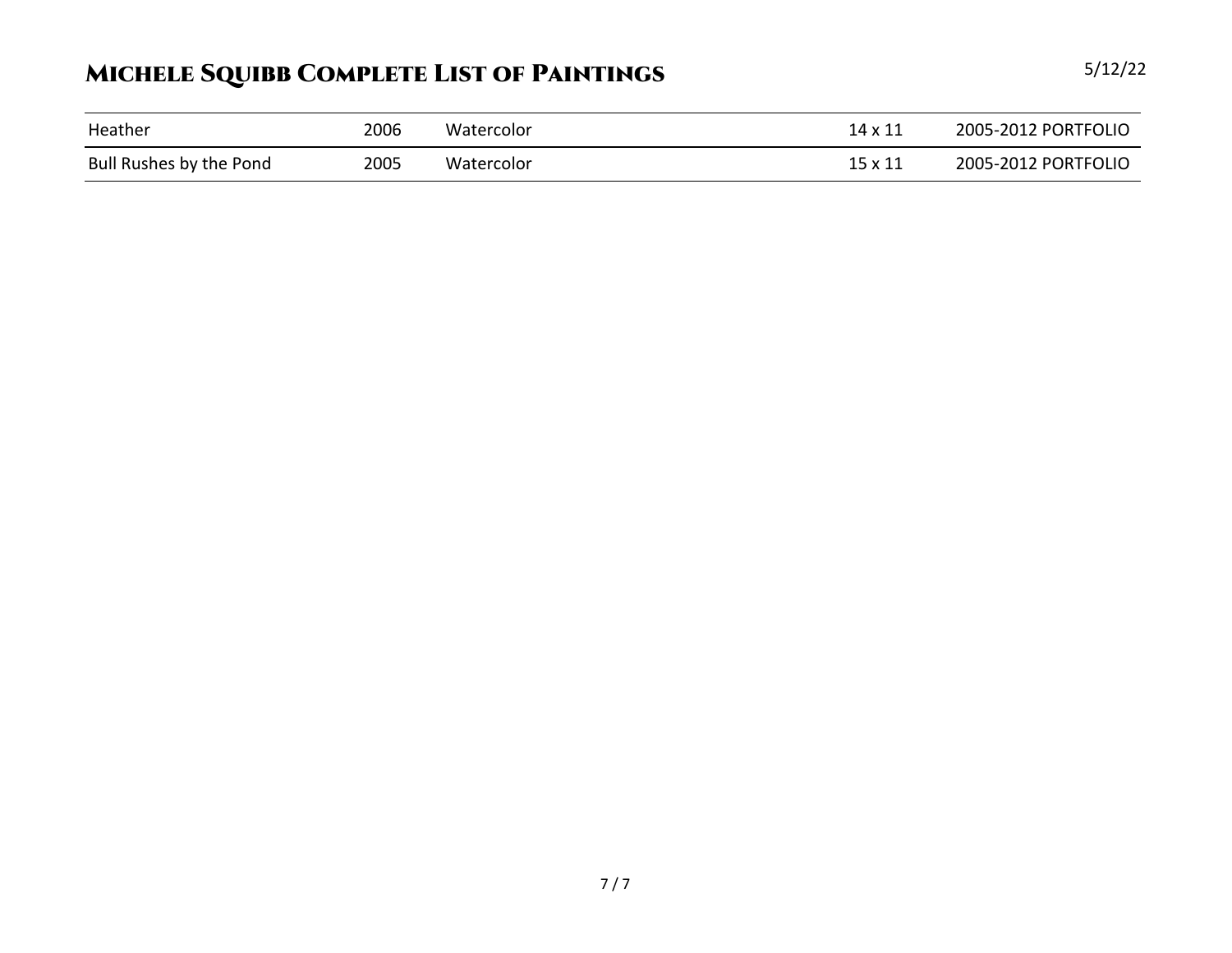| | | | | |
|---|---|---|---|---|
| Heather | 2006 | Watercolor | 14 x 11 | 2005-2012 PORTFOLIO |
| Bull Rushes by the Pond | 2005 | Watercolor | 15 x 11 | 2005-2012 PORTFOLIO |